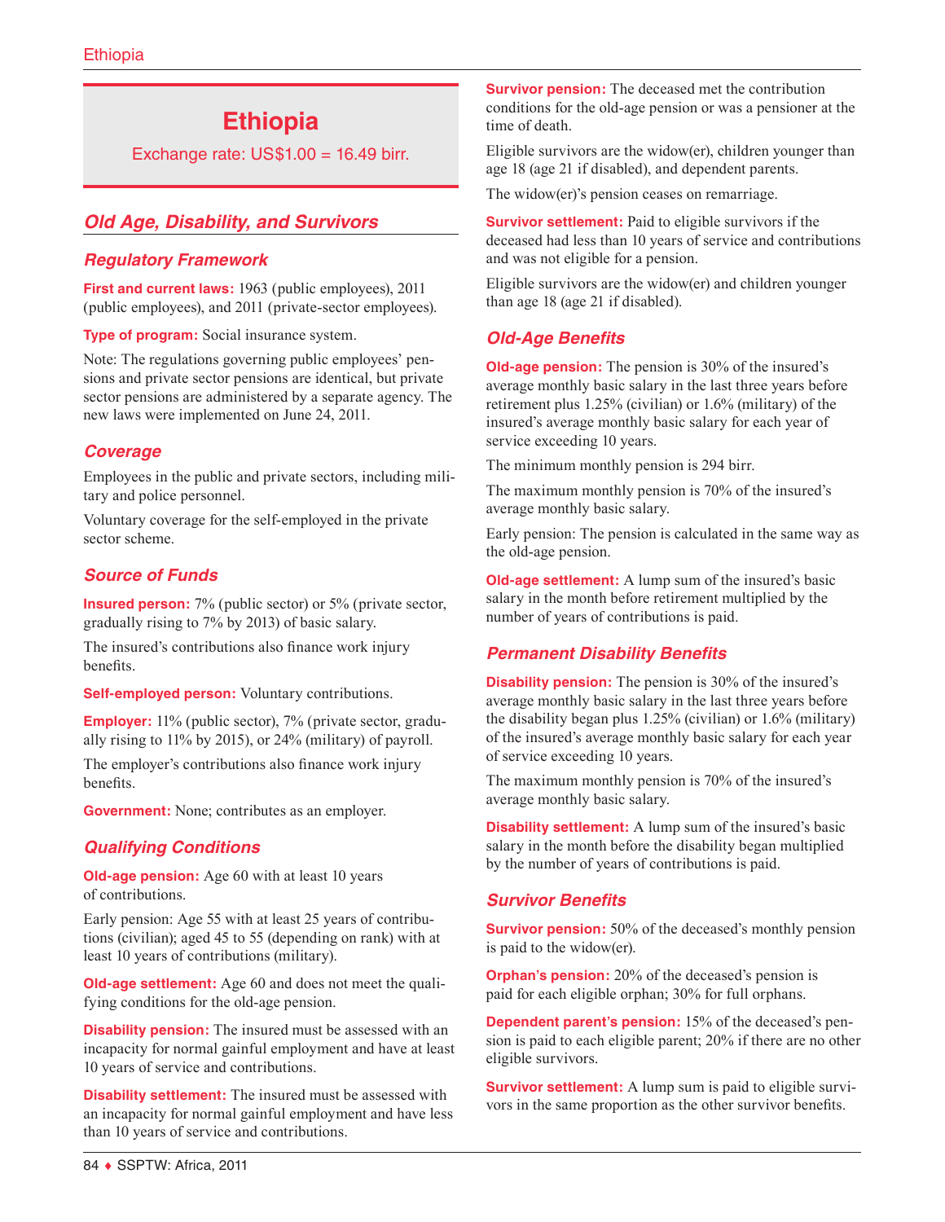# Ethiopia

Exchange rate: US$1.00 = 16.49 birr.

## Old Age, Disability, and Survivors

### Regulatory Framework

**First and current laws:** 1963 (public employees), 2011 (public employees), and 2011 (private-sector employees).

**Type of program:** Social insurance system.

Note: The regulations governing public employees' pensions and private sector pensions are identical, but private sector pensions are administered by a separate agency. The new laws were implemented on June 24, 2011.

### Coverage

Employees in the public and private sectors, including military and police personnel.

Voluntary coverage for the self-employed in the private sector scheme.

### Source of Funds

**Insured person:** 7% (public sector) or 5% (private sector, gradually rising to 7% by 2013) of basic salary.

The insured's contributions also finance work injury benefits.

**Self-employed person:** Voluntary contributions.

**Employer:** 11% (public sector), 7% (private sector, gradually rising to 11% by 2015), or 24% (military) of payroll.

The employer's contributions also finance work injury benefits.

**Government:** None; contributes as an employer.

### Qualifying Conditions

**Old-age pension:** Age 60 with at least 10 years of contributions.

Early pension: Age 55 with at least 25 years of contributions (civilian); aged 45 to 55 (depending on rank) with at least 10 years of contributions (military).

**Old-age settlement:** Age 60 and does not meet the qualifying conditions for the old-age pension.

**Disability pension:** The insured must be assessed with an incapacity for normal gainful employment and have at least 10 years of service and contributions.

**Disability settlement:** The insured must be assessed with an incapacity for normal gainful employment and have less than 10 years of service and contributions.

**Survivor pension:** The deceased met the contribution conditions for the old-age pension or was a pensioner at the time of death.

Eligible survivors are the widow(er), children younger than age 18 (age 21 if disabled), and dependent parents.

The widow(er)'s pension ceases on remarriage.

**Survivor settlement:** Paid to eligible survivors if the deceased had less than 10 years of service and contributions and was not eligible for a pension.

Eligible survivors are the widow(er) and children younger than age 18 (age 21 if disabled).

### Old-Age Benefits

**Old-age pension:** The pension is 30% of the insured's average monthly basic salary in the last three years before retirement plus 1.25% (civilian) or 1.6% (military) of the insured's average monthly basic salary for each year of service exceeding 10 years.

The minimum monthly pension is 294 birr.

The maximum monthly pension is 70% of the insured's average monthly basic salary.

Early pension: The pension is calculated in the same way as the old-age pension.

**Old-age settlement:** A lump sum of the insured's basic salary in the month before retirement multiplied by the number of years of contributions is paid.

### Permanent Disability Benefits

**Disability pension:** The pension is 30% of the insured's average monthly basic salary in the last three years before the disability began plus 1.25% (civilian) or 1.6% (military) of the insured's average monthly basic salary for each year of service exceeding 10 years.

The maximum monthly pension is 70% of the insured's average monthly basic salary.

**Disability settlement:** A lump sum of the insured's basic salary in the month before the disability began multiplied by the number of years of contributions is paid.

### Survivor Benefits

**Survivor pension:** 50% of the deceased's monthly pension is paid to the widow(er).

**Orphan's pension:** 20% of the deceased's pension is paid for each eligible orphan; 30% for full orphans.

**Dependent parent's pension:** 15% of the deceased's pension is paid to each eligible parent; 20% if there are no other eligible survivors.

**Survivor settlement:** A lump sum is paid to eligible survivors in the same proportion as the other survivor benefits.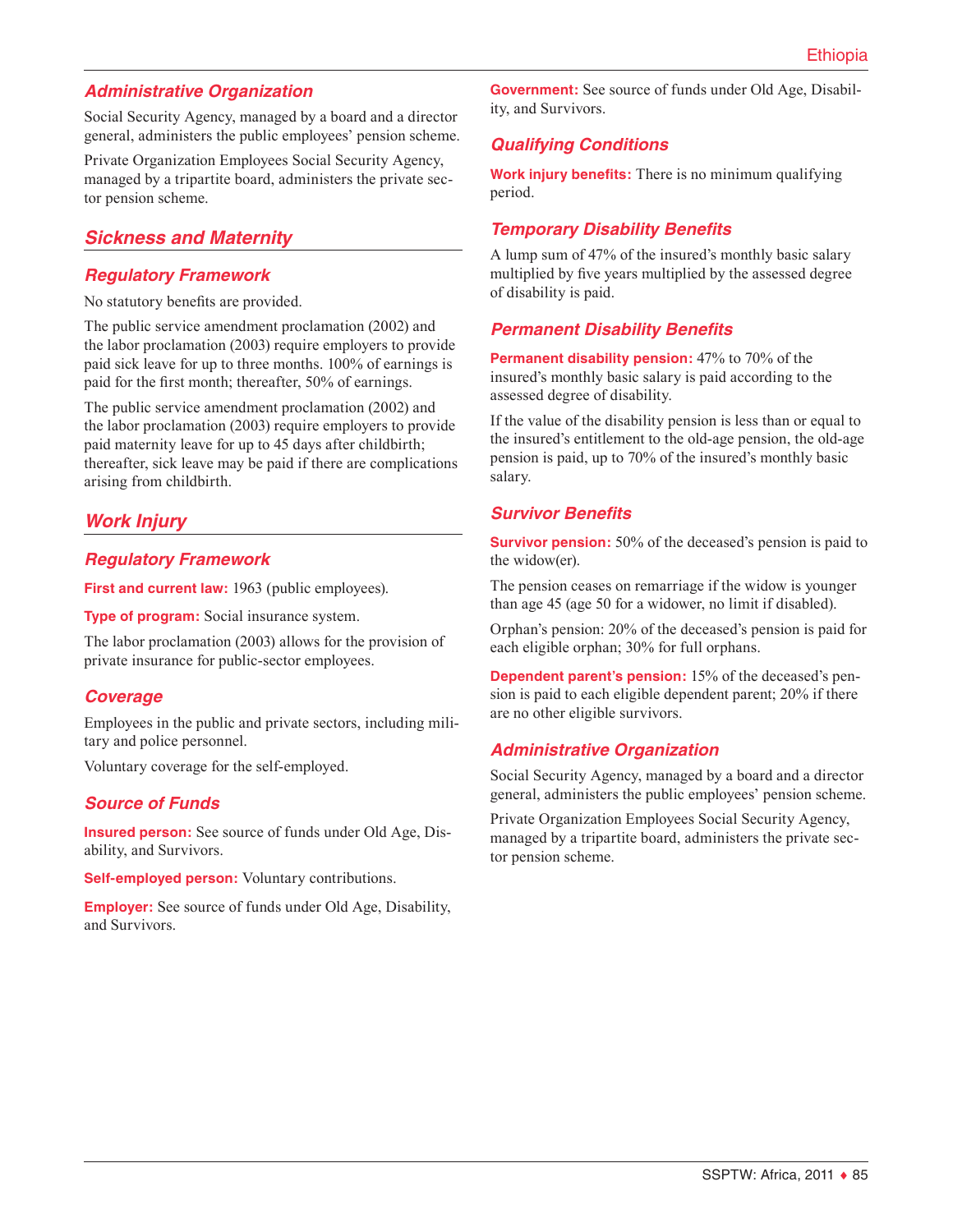### Administrative Organization

Social Security Agency, managed by a board and a director general, administers the public employees' pension scheme.

Private Organization Employees Social Security Agency, managed by a tripartite board, administers the private sector pension scheme.

## Sickness and Maternity

### Regulatory Framework

No statutory benefits are provided.

The public service amendment proclamation (2002) and the labor proclamation (2003) require employers to provide paid sick leave for up to three months. 100% of earnings is paid for the first month; thereafter, 50% of earnings.

The public service amendment proclamation (2002) and the labor proclamation (2003) require employers to provide paid maternity leave for up to 45 days after childbirth; thereafter, sick leave may be paid if there are complications arising from childbirth.

## Work Injury

### Regulatory Framework

**First and current law:** 1963 (public employees).

**Type of program:** Social insurance system.

The labor proclamation (2003) allows for the provision of private insurance for public-sector employees.

### Coverage

Employees in the public and private sectors, including military and police personnel.

Voluntary coverage for the self-employed.

### Source of Funds

**Insured person:** See source of funds under Old Age, Disability, and Survivors.

**Self-employed person:** Voluntary contributions.

**Employer:** See source of funds under Old Age, Disability, and Survivors.

**Government:** See source of funds under Old Age, Disability, and Survivors.

### Qualifying Conditions

**Work injury benefits:** There is no minimum qualifying period.

### Temporary Disability Benefits

A lump sum of 47% of the insured's monthly basic salary multiplied by five years multiplied by the assessed degree of disability is paid.

### Permanent Disability Benefits

**Permanent disability pension:** 47% to 70% of the insured's monthly basic salary is paid according to the assessed degree of disability.

If the value of the disability pension is less than or equal to the insured's entitlement to the old-age pension, the old-age pension is paid, up to 70% of the insured's monthly basic salary.

### Survivor Benefits

**Survivor pension:** 50% of the deceased's pension is paid to the widow(er).

The pension ceases on remarriage if the widow is younger than age 45 (age 50 for a widower, no limit if disabled).

Orphan's pension: 20% of the deceased's pension is paid for each eligible orphan; 30% for full orphans.

**Dependent parent's pension:** 15% of the deceased's pension is paid to each eligible dependent parent; 20% if there are no other eligible survivors.

### Administrative Organization

Social Security Agency, managed by a board and a director general, administers the public employees' pension scheme.

Private Organization Employees Social Security Agency, managed by a tripartite board, administers the private sector pension scheme.